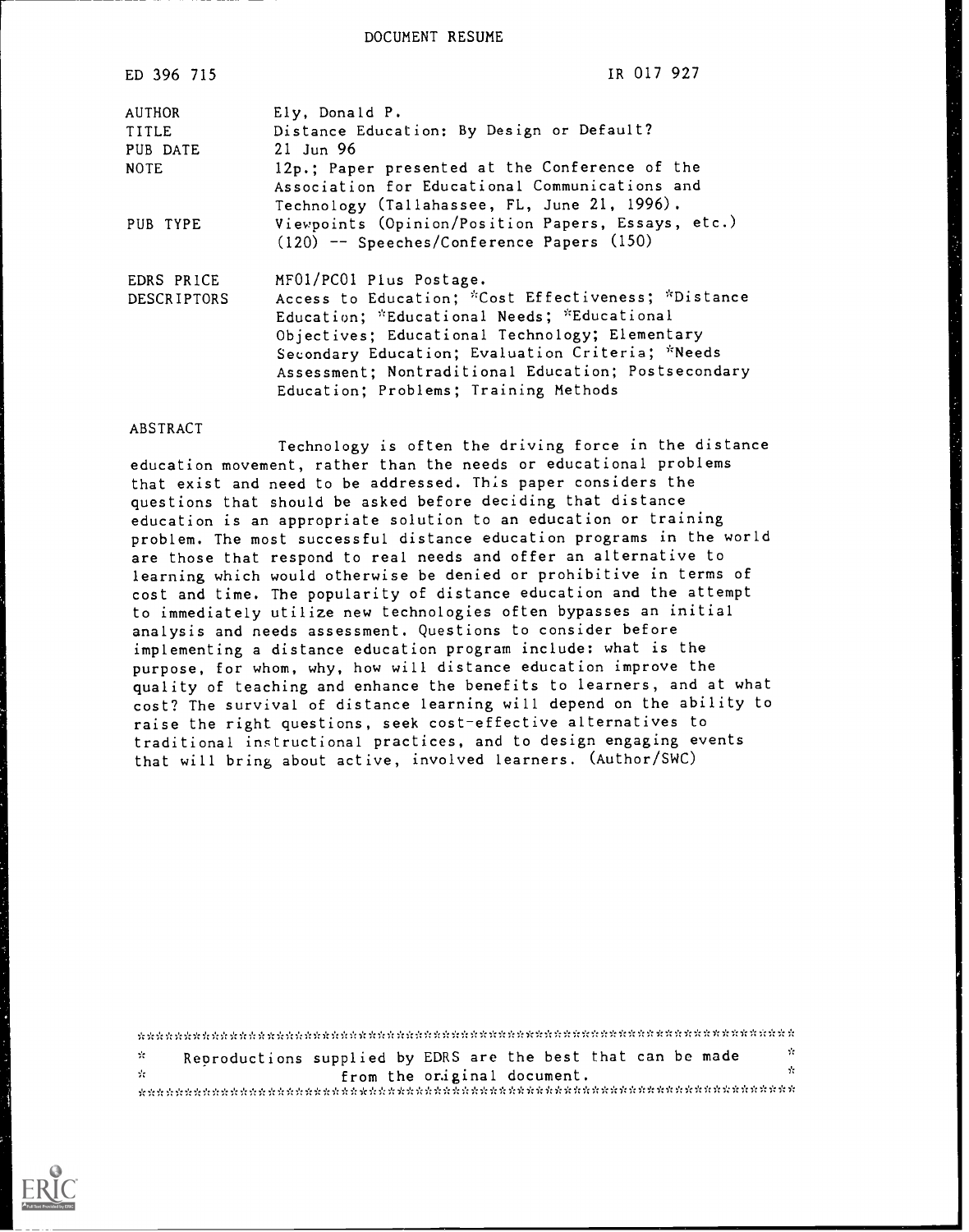DOCUMENT RESUME

ED 396 715 IR 017 927

| | |
|---|---|
| AUTHOR | Ely, Donald P. |
| TITLE | Distance Education: By Design or Default? |
| PUB DATE | 21 Jun 96 |
| NOTE | 12p.; Paper presented at the Conference of the Association for Educational Communications and Technology (Tallahassee, FL, June 21, 1996). |
| PUB TYPE | Viewpoints (Opinion/Position Papers, Essays, etc.) (120) -- Speeches/Conference Papers (150) |
| EDRS PRICE | MF01/PC01 Plus Postage. |
| DESCRIPTORS | Access to Education; *Cost Effectiveness; *Distance Education; *Educational Needs; *Educational Objectives; Educational Technology; Elementary Secondary Education; Evaluation Criteria; *Needs Assessment; Nontraditional Education; Postsecondary Education; Problems; Training Methods |

ABSTRACT

Technology is often the driving force in the distance education movement, rather than the needs or educational problems that exist and need to be addressed. This paper considers the questions that should be asked before deciding that distance education is an appropriate solution to an education or training problem. The most successful distance education programs in the world are those that respond to real needs and offer an alternative to learning which would otherwise be denied or prohibitive in terms of cost and time. The popularity of distance education and the attempt to immediately utilize new technologies often bypasses an initial analysis and needs assessment. Questions to consider before implementing a distance education program include: what is the purpose, for whom, why, how will distance education improve the quality of teaching and enhance the benefits to learners, and at what cost? The survival of distance learning will depend on the ability to raise the right questions, seek cost-effective alternatives to traditional instructional practices, and to design engaging events that will bring about active, involved learners. (Author/SWC)

***********************************************************************
* Reproductions supplied by EDRS are the best that can be made *
* from the original document. *
***********************************************************************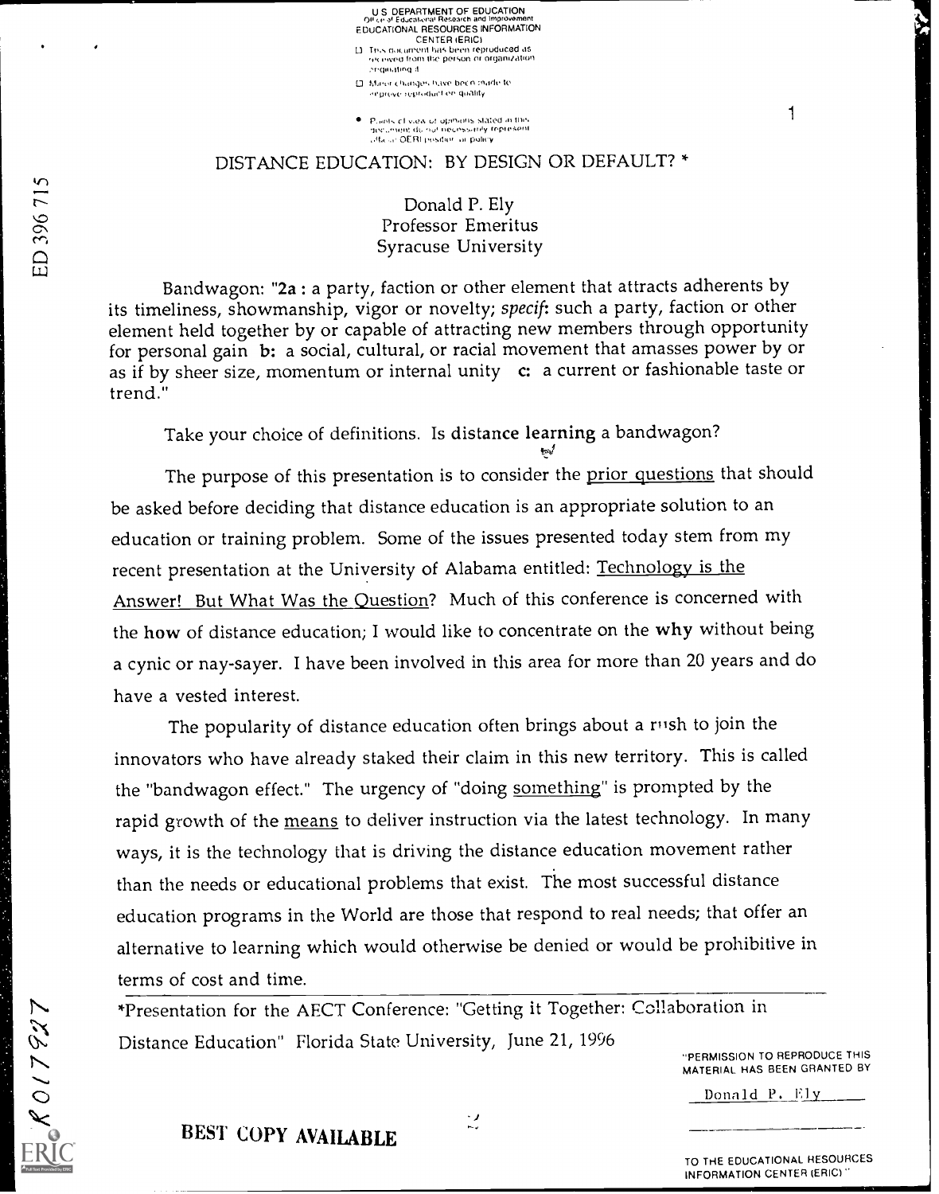# DISTANCE EDUCATION: BY DESIGN OR DEFAULT? *

Donald P. Ely
Professor Emeritus
Syracuse University

Bandwagon: "**2a** : a party, faction or other element that attracts adherents by its timeliness, showmanship, vigor or novelty; *specif*: such a party, faction or other element held together by or capable of attracting new members through opportunity for personal gain **b:** a social, cultural, or racial movement that amasses power by or as if by sheer size, momentum or internal unity **c:** a current or fashionable taste or trend."

Take your choice of definitions. Is distance learning a bandwagon?

The purpose of this presentation is to consider the prior questions that should be asked before deciding that distance education is an appropriate solution to an education or training problem. Some of the issues presented today stem from my recent presentation at the University of Alabama entitled: Technology is the Answer! But What Was the Question? Much of this conference is concerned with the **how** of distance education; I would like to concentrate on the **why** without being a cynic or nay-sayer. I have been involved in this area for more than 20 years and do have a vested interest.

The popularity of distance education often brings about a rush to join the innovators who have already staked their claim in this new territory. This is called the "bandwagon effect." The urgency of "doing something" is prompted by the rapid growth of the means to deliver instruction via the latest technology. In many ways, it is the technology that is driving the distance education movement rather than the needs or educational problems that exist. The most successful distance education programs in the World are those that respond to real needs; that offer an alternative to learning which would otherwise be denied or would be prohibitive in terms of cost and time.

*Presentation for the AECT Conference: "Getting it Together: Collaboration in Distance Education" Florida State University, June 21, 1996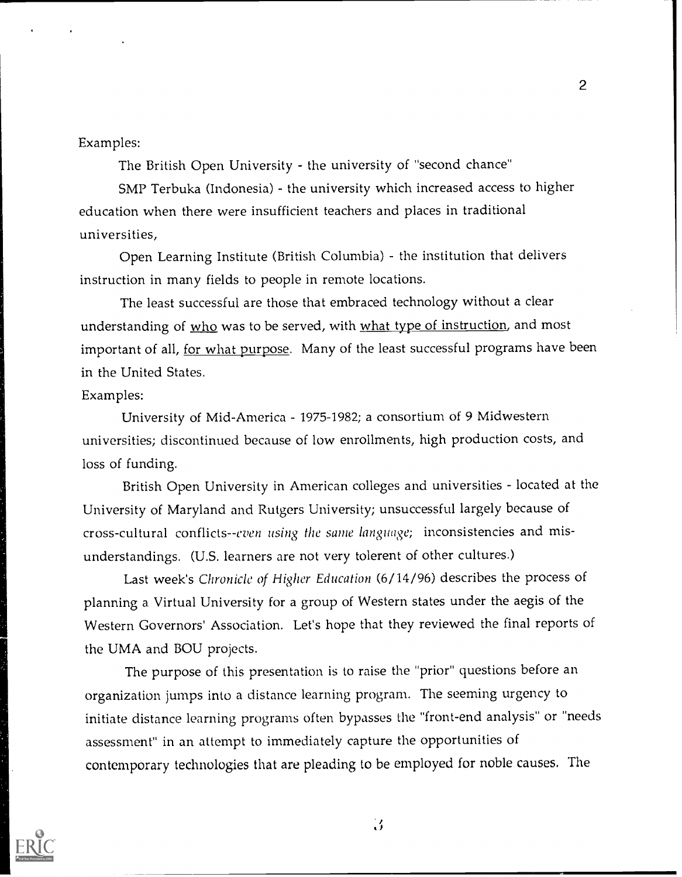Examples:

The British Open University - the university of "second chance"

SMP Terbuka (Indonesia) - the university which increased access to higher education when there were insufficient teachers and places in traditional universities,

Open Learning Institute (British Columbia) - the institution that delivers instruction in many fields to people in remote locations.

The least successful are those that embraced technology without a clear understanding of <u>who</u> was to be served, with <u>what type of instruction</u>, and most important of all, <u>for what purpose</u>. Many of the least successful programs have been in the United States.

Examples:

University of Mid-America - 1975-1982; a consortium of 9 Midwestern universities; discontinued because of low enrollments, high production costs, and loss of funding.

British Open University in American colleges and universities - located at the University of Maryland and Rutgers University; unsuccessful largely because of cross-cultural conflicts--*even using the same language;* inconsistencies and mis-understandings. (U.S. learners are not very tolerent of other cultures.)

Last week's *Chronicle of Higher Education* (6/14/96) describes the process of planning a Virtual University for a group of Western states under the aegis of the Western Governors' Association. Let's hope that they reviewed the final reports of the UMA and BOU projects.

The purpose of this presentation is to raise the "prior" questions before an organization jumps into a distance learning program. The seeming urgency to initiate distance learning programs often bypasses the "front-end analysis" or "needs assessment" in an attempt to immediately capture the opportunities of contemporary technologies that are pleading to be employed for noble causes. The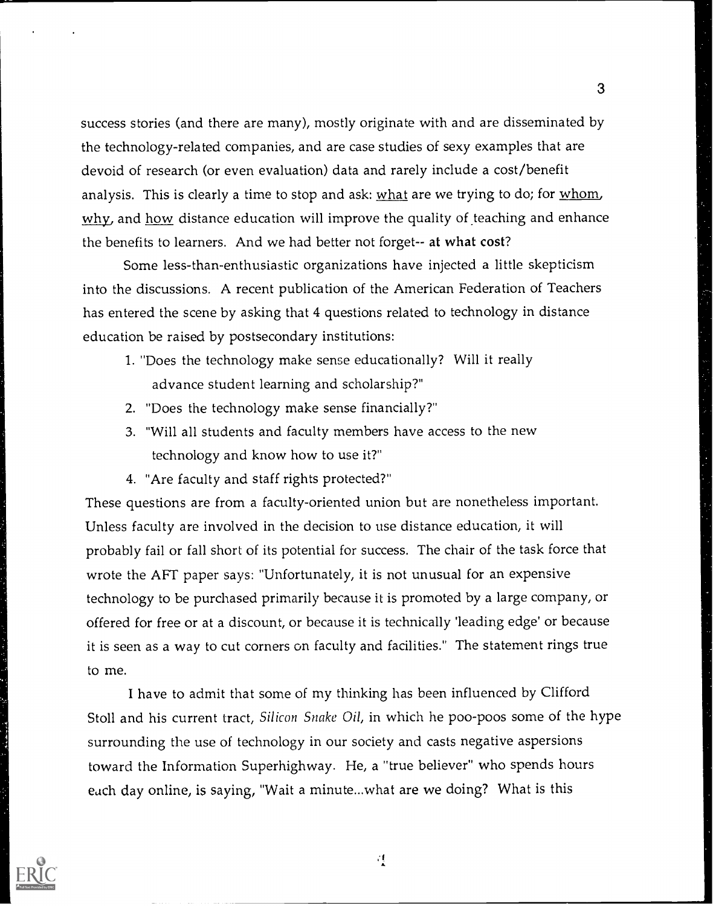success stories (and there are many), mostly originate with and are disseminated by the technology-related companies, and are case studies of sexy examples that are devoid of research (or even evaluation) data and rarely include a cost/benefit analysis. This is clearly a time to stop and ask: what are we trying to do; for whom, why, and how distance education will improve the quality of teaching and enhance the benefits to learners. And we had better not forget-- **at what cost**?

Some less-than-enthusiastic organizations have injected a little skepticism into the discussions. A recent publication of the American Federation of Teachers has entered the scene by asking that 4 questions related to technology in distance education be raised by postsecondary institutions:

1. "Does the technology make sense educationally? Will it really advance student learning and scholarship?"
2. "Does the technology make sense financially?"
3. "Will all students and faculty members have access to the new technology and know how to use it?"
4. "Are faculty and staff rights protected?"

These questions are from a faculty-oriented union but are nonetheless important. Unless faculty are involved in the decision to use distance education, it will probably fail or fall short of its potential for success. The chair of the task force that wrote the AFT paper says: "Unfortunately, it is not unusual for an expensive technology to be purchased primarily because it is promoted by a large company, or offered for free or at a discount, or because it is technically 'leading edge' or because it is seen as a way to cut corners on faculty and facilities." The statement rings true to me.

I have to admit that some of my thinking has been influenced by Clifford Stoll and his current tract, *Silicon Snake Oil*, in which he poo-poos some of the hype surrounding the use of technology in our society and casts negative aspersions toward the Information Superhighway. He, a "true believer" who spends hours each day online, is saying, "Wait a minute...what are we doing? What is this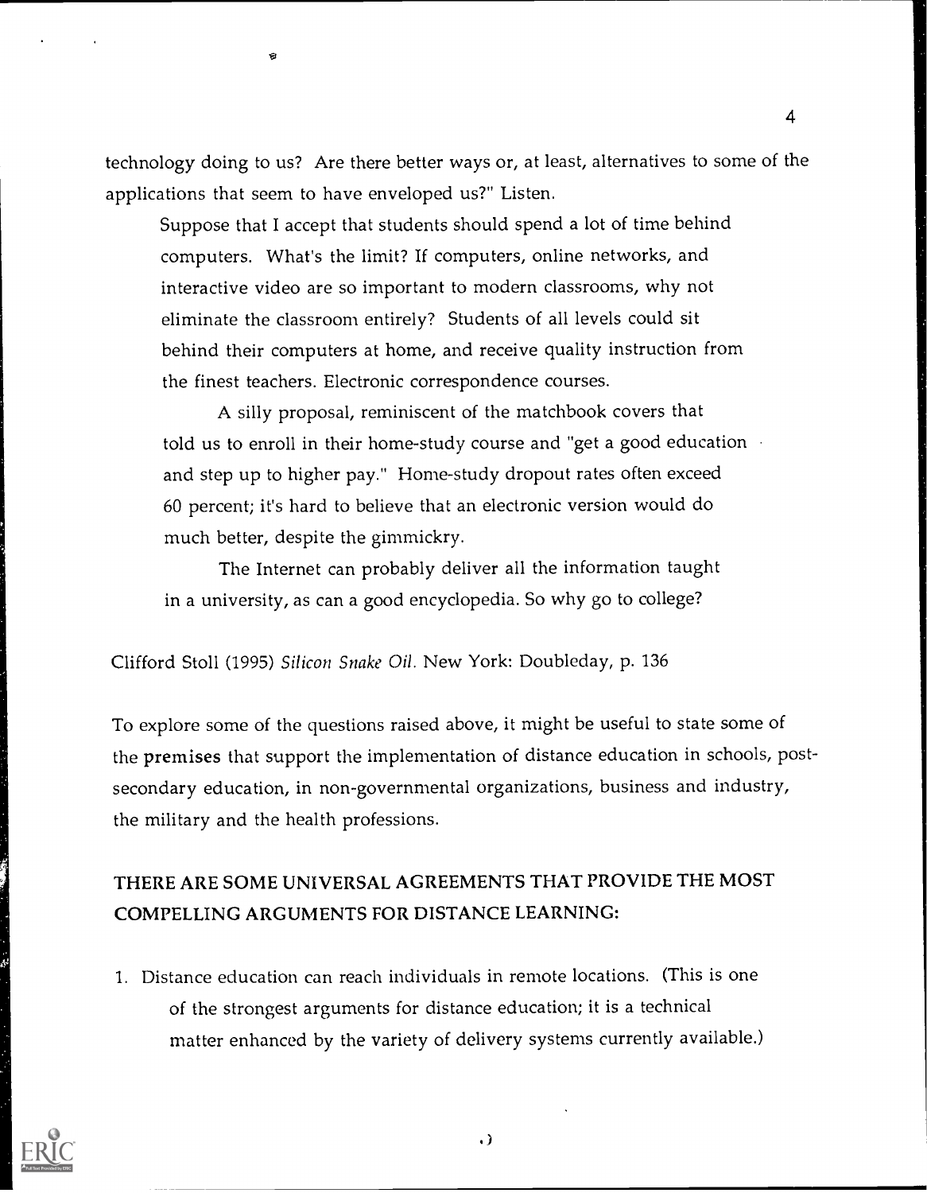technology doing to us? Are there better ways or, at least, alternatives to some of the applications that seem to have enveloped us?" Listen.

> Suppose that I accept that students should spend a lot of time behind computers. What's the limit? If computers, online networks, and interactive video are so important to modern classrooms, why not eliminate the classroom entirely? Students of all levels could sit behind their computers at home, and receive quality instruction from the finest teachers. Electronic correspondence courses.
>
> A silly proposal, reminiscent of the matchbook covers that told us to enroll in their home-study course and "get a good education and step up to higher pay." Home-study dropout rates often exceed 60 percent; it's hard to believe that an electronic version would do much better, despite the gimmickry.
>
> The Internet can probably deliver all the information taught in a university, as can a good encyclopedia. So why go to college?

Clifford Stoll (1995) *Silicon Snake Oil*. New York: Doubleday, p. 136

To explore some of the questions raised above, it might be useful to state some of the **premises** that support the implementation of distance education in schools, post-secondary education, in non-governmental organizations, business and industry, the military and the health professions.

## THERE ARE SOME UNIVERSAL AGREEMENTS THAT PROVIDE THE MOST COMPELLING ARGUMENTS FOR DISTANCE LEARNING:

1. Distance education can reach individuals in remote locations. (This is one of the strongest arguments for distance education; it is a technical matter enhanced by the variety of delivery systems currently available.)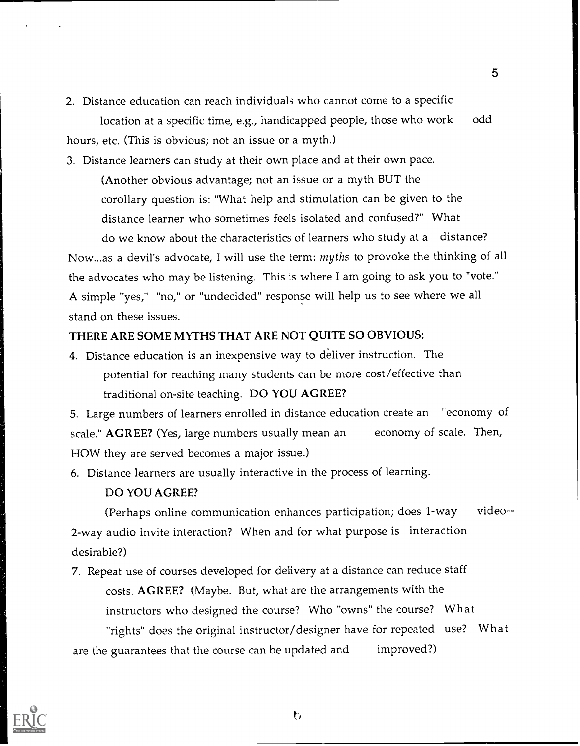2. Distance education can reach individuals who cannot come to a specific location at a specific time, e.g., handicapped people, those who work odd hours, etc. (This is obvious; not an issue or a myth.)

3. Distance learners can study at their own place and at their own pace. (Another obvious advantage; not an issue or a myth BUT the corollary question is: "What help and stimulation can be given to the distance learner who sometimes feels isolated and confused?" What do we know about the characteristics of learners who study at a distance?

Now...as a devil's advocate, I will use the term: *myths* to provoke the thinking of all the advocates who may be listening. This is where I am going to ask you to "vote." A simple "yes," "no," or "undecided" response will help us to see where we all stand on these issues.

THERE ARE SOME MYTHS THAT ARE NOT QUITE SO OBVIOUS:

4. Distance education is an inexpensive way to deliver instruction. The potential for reaching many students can be more cost/effective than traditional on-site teaching. DO YOU AGREE?

5. Large numbers of learners enrolled in distance education create an "economy of scale." **AGREE?** (Yes, large numbers usually mean an economy of scale. Then, HOW they are served becomes a major issue.)

6. Distance learners are usually interactive in the process of learning. DO YOU AGREE?

   (Perhaps online communication enhances participation; does 1-way video--2-way audio invite interaction? When and for what purpose is interaction desirable?)

7. Repeat use of courses developed for delivery at a distance can reduce staff costs. **AGREE?** (Maybe. But, what are the arrangements with the instructors who designed the course? Who "owns" the course? What "rights" does the original instructor/designer have for repeated use? What are the guarantees that the course can be updated and improved?)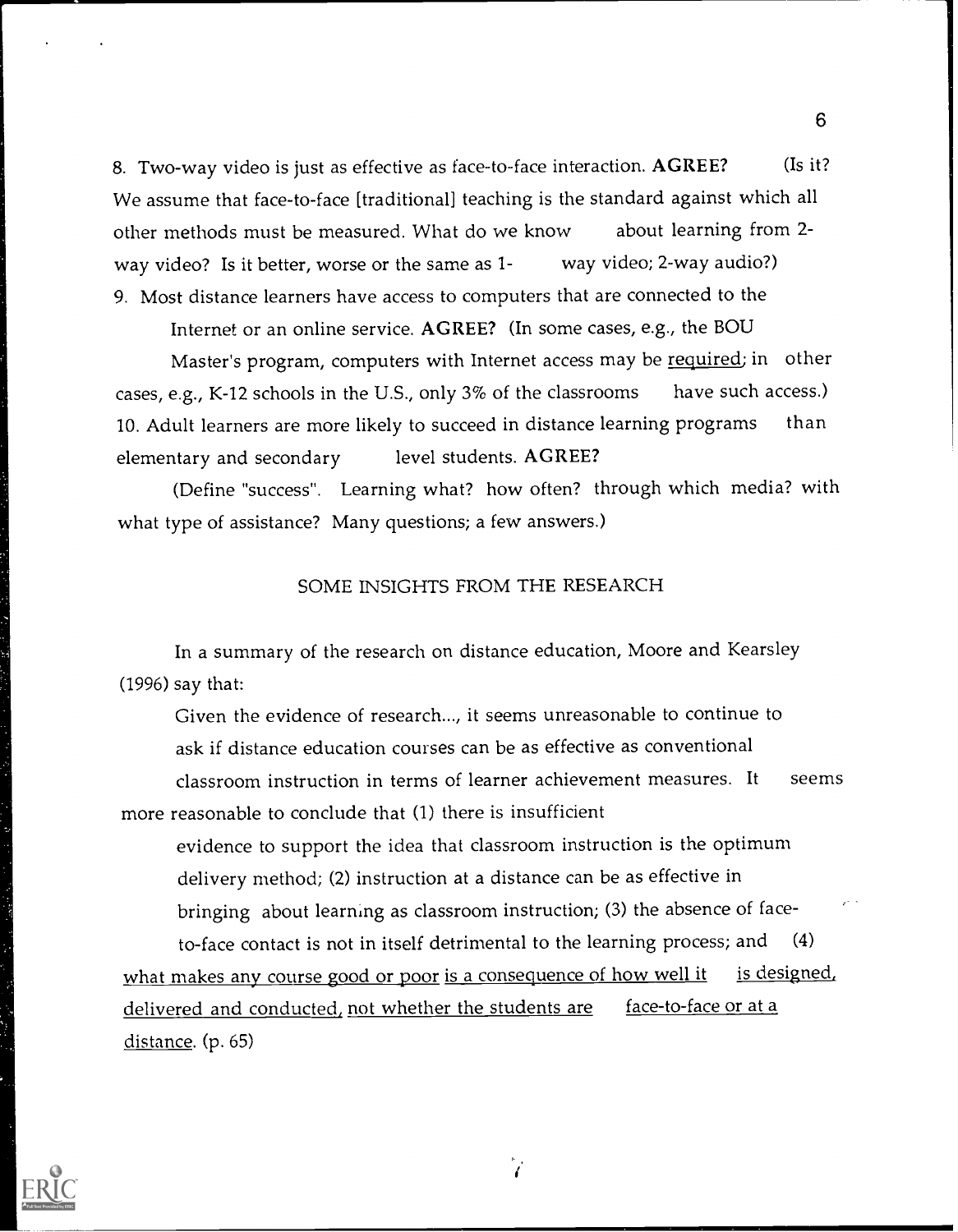8. Two-way video is just as effective as face-to-face interaction. **AGREE?** (Is it? We assume that face-to-face [traditional] teaching is the standard against which all other methods must be measured. What do we know about learning from 2-way video? Is it better, worse or the same as 1-way video; 2-way audio?)

9. Most distance learners have access to computers that are connected to the Internet or an online service. **AGREE?** (In some cases, e.g., the BOU Master's program, computers with Internet access may be <u>required</u>; in other cases, e.g., K-12 schools in the U.S., only 3% of the classrooms have such access.)

10. Adult learners are more likely to succeed in distance learning programs than elementary and secondary level students. **AGREE?**

(Define "success". Learning what? how often? through which media? with what type of assistance? Many questions; a few answers.)

## SOME INSIGHTS FROM THE RESEARCH

In a summary of the research on distance education, Moore and Kearsley (1996) say that:

> Given the evidence of research..., it seems unreasonable to continue to ask if distance education courses can be as effective as conventional classroom instruction in terms of learner achievement measures. It seems more reasonable to conclude that (1) there is insufficient evidence to support the idea that classroom instruction is the optimum delivery method; (2) instruction at a distance can be as effective in bringing about learning as classroom instruction; (3) the absence of face-to-face contact is not in itself detrimental to the learning process; and (4) <u>what makes any course good or poor</u> <u>is a consequence of how well it is designed, delivered and conducted, not whether the students are face-to-face or at a distance</u>. (p. 65)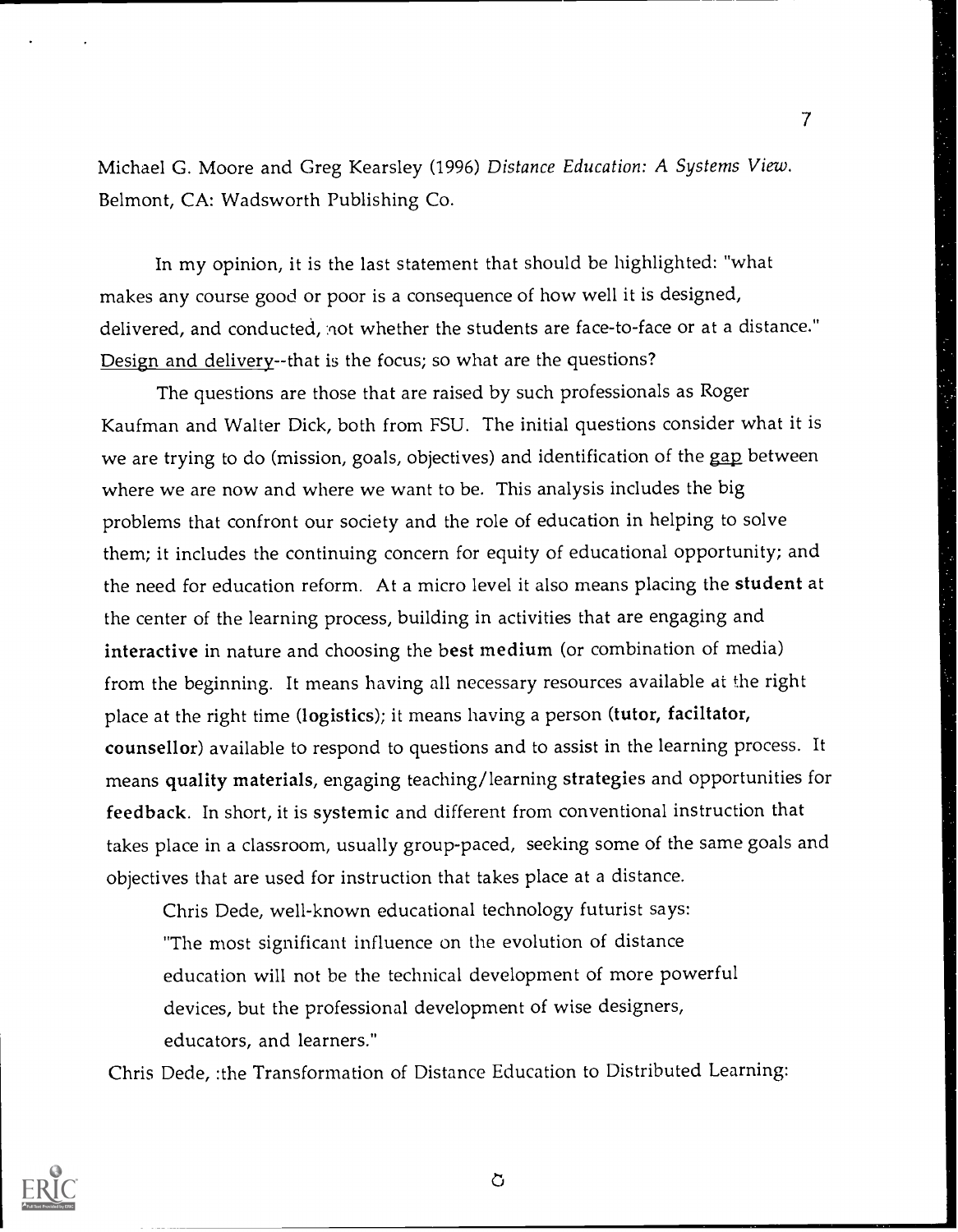Michael G. Moore and Greg Kearsley (1996) *Distance Education: A Systems View.* Belmont, CA: Wadsworth Publishing Co.

In my opinion, it is the last statement that should be highlighted: "what makes any course good or poor is a consequence of how well it is designed, delivered, and conducted, not whether the students are face-to-face or at a distance." Design and delivery--that is the focus; so what are the questions?

The questions are those that are raised by such professionals as Roger Kaufman and Walter Dick, both from FSU. The initial questions consider what it is we are trying to do (mission, goals, objectives) and identification of the gap between where we are now and where we want to be. This analysis includes the big problems that confront our society and the role of education in helping to solve them; it includes the continuing concern for equity of educational opportunity; and the need for education reform. At a micro level it also means placing the **student** at the center of the learning process, building in activities that are engaging and **interactive** in nature and choosing the **best medium** (or combination of media) from the beginning. It means having all necessary resources available at the right place at the right time (**logistics**); it means having a person (**tutor, faciltator, counsellor**) available to respond to questions and to assist in the learning process. It means **quality materials**, engaging teaching/learning **strategies** and opportunities for **feedback**. In short, it is **systemic** and different from conventional instruction that takes place in a classroom, usually group-paced, seeking some of the same goals and objectives that are used for instruction that takes place at a distance.

Chris Dede, well-known educational technology futurist says:

> "The most significant influence on the evolution of distance education will not be the technical development of more powerful devices, but the professional development of wise designers, educators, and learners."

Chris Dede, :the Transformation of Distance Education to Distributed Learning: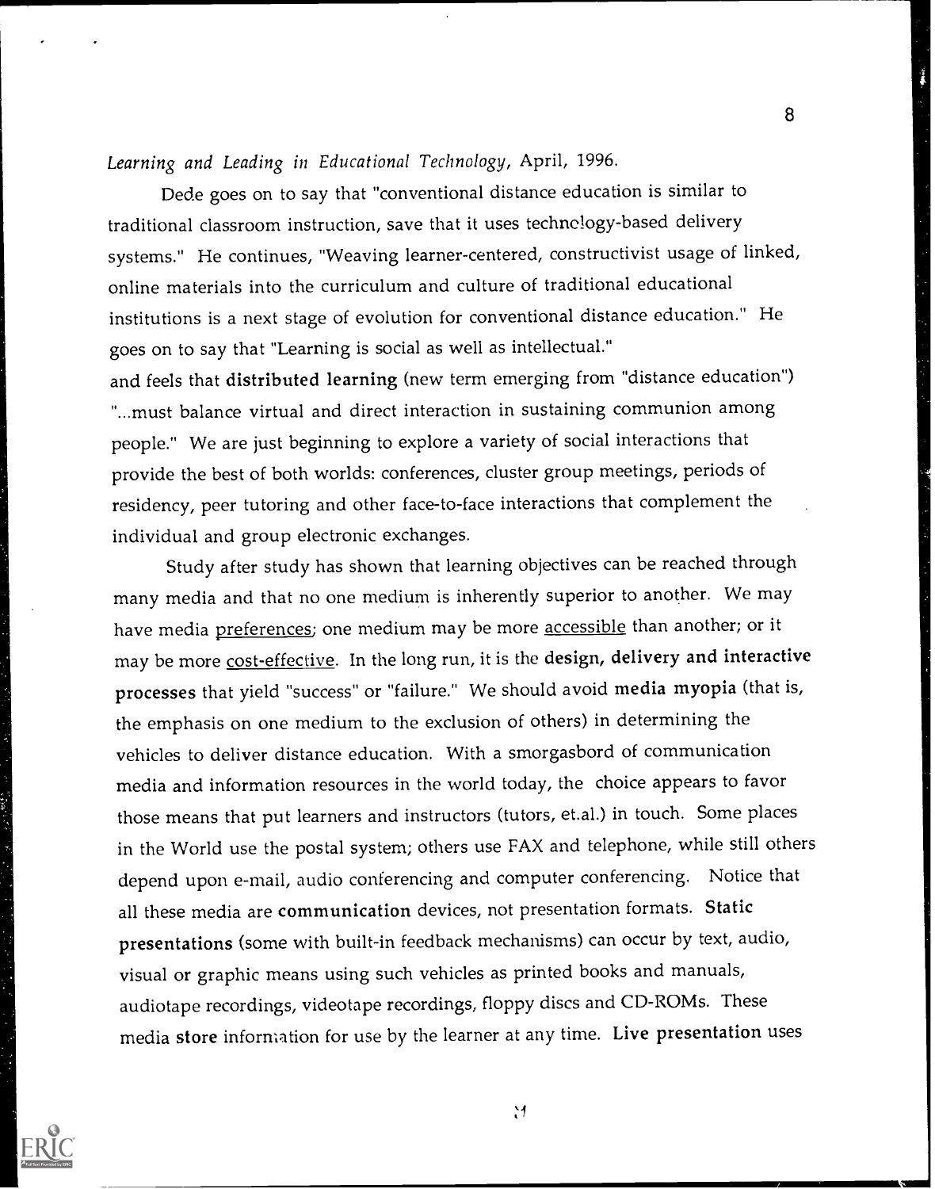*Learning and Leading in Educational Technology*, April, 1996.

Dede goes on to say that "conventional distance education is similar to traditional classroom instruction, save that it uses technology-based delivery systems." He continues, "Weaving learner-centered, constructivist usage of linked, online materials into the curriculum and culture of traditional educational institutions is a next stage of evolution for conventional distance education." He goes on to say that "Learning is social as well as intellectual."
and feels that **distributed learning** (new term emerging from "distance education") "...must balance virtual and direct interaction in sustaining communion among people." We are just beginning to explore a variety of social interactions that provide the best of both worlds: conferences, cluster group meetings, periods of residency, peer tutoring and other face-to-face interactions that complement the individual and group electronic exchanges.

Study after study has shown that learning objectives can be reached through many media and that no one medium is inherently superior to another. We may have media preferences; one medium may be more accessible than another; or it may be more cost-effective. In the long run, it is the **design, delivery and interactive processes** that yield "success" or "failure." We should avoid **media myopia** (that is, the emphasis on one medium to the exclusion of others) in determining the vehicles to deliver distance education. With a smorgasbord of communication media and information resources in the world today, the choice appears to favor those means that put learners and instructors (tutors, et.al.) in touch. Some places in the World use the postal system; others use FAX and telephone, while still others depend upon e-mail, audio conferencing and computer conferencing. Notice that all these media are **communication** devices, not presentation formats. **Static presentations** (some with built-in feedback mechanisms) can occur by text, audio, visual or graphic means using such vehicles as printed books and manuals, audiotape recordings, videotape recordings, floppy discs and CD-ROMs. These media **store** information for use by the learner at any time. **Live presentation** uses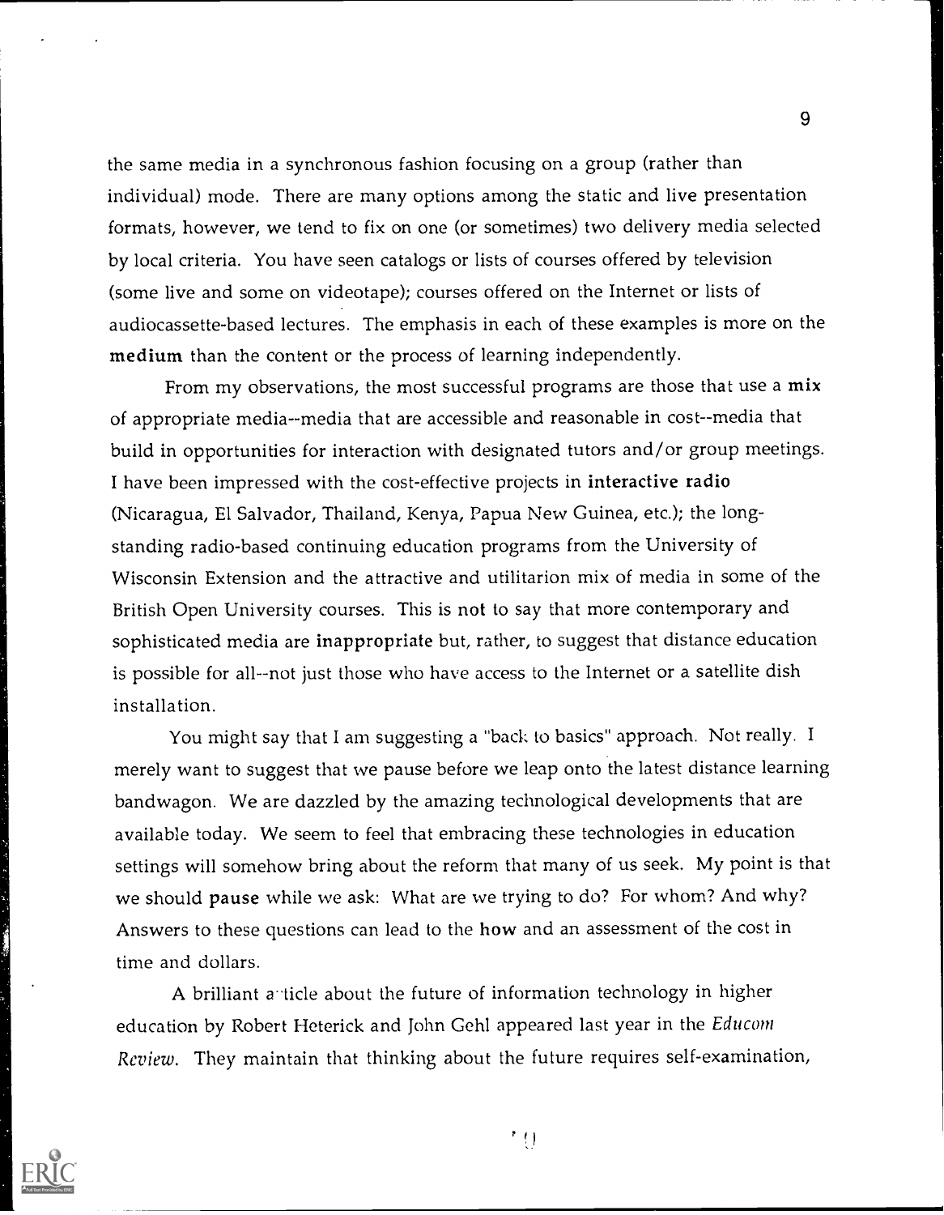the same media in a synchronous fashion focusing on a group (rather than individual) mode. There are many options among the static and live presentation formats, however, we tend to fix on one (or sometimes) two delivery media selected by local criteria. You have seen catalogs or lists of courses offered by television (some live and some on videotape); courses offered on the Internet or lists of audiocassette-based lectures. The emphasis in each of these examples is more on the **medium** than the content or the process of learning independently.

From my observations, the most successful programs are those that use a **mix** of appropriate media--media that are accessible and reasonable in cost--media that build in opportunities for interaction with designated tutors and/or group meetings. I have been impressed with the cost-effective projects in **interactive radio** (Nicaragua, El Salvador, Thailand, Kenya, Papua New Guinea, etc.); the long-standing radio-based continuing education programs from the University of Wisconsin Extension and the attractive and utilitarion mix of media in some of the British Open University courses. This is **not** to say that more contemporary and sophisticated media are **inappropriate** but, rather, to suggest that distance education is possible for all--not just those who have access to the Internet or a satellite dish installation.

You might say that I am suggesting a "back to basics" approach. Not really. I merely want to suggest that we pause before we leap onto the latest distance learning bandwagon. We are dazzled by the amazing technological developments that are available today. We seem to feel that embracing these technologies in education settings will somehow bring about the reform that many of us seek. My point is that we should **pause** while we ask: What are we trying to do? For whom? And why? Answers to these questions can lead to the **how** and an assessment of the cost in time and dollars.

A brilliant article about the future of information technology in higher education by Robert Heterick and John Gehl appeared last year in the *Educom Review*. They maintain that thinking about the future requires self-examination,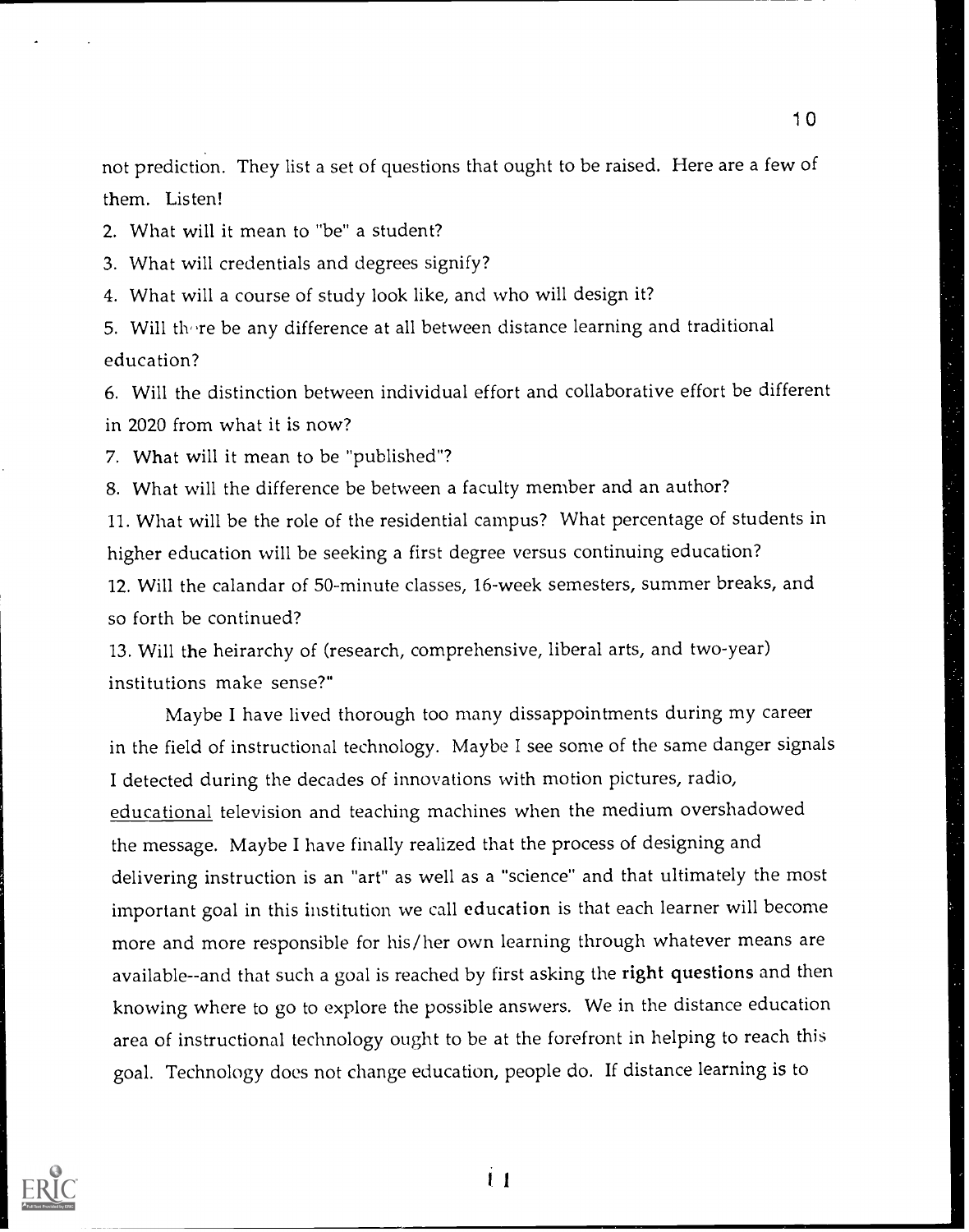not prediction. They list a set of questions that ought to be raised. Here are a few of them. Listen!

2. What will it mean to "be" a student?
3. What will credentials and degrees signify?
4. What will a course of study look like, and who will design it?
5. Will there be any difference at all between distance learning and traditional education?
6. Will the distinction between individual effort and collaborative effort be different in 2020 from what it is now?
7. What will it mean to be "published"?
8. What will the difference be between a faculty member and an author?
11. What will be the role of the residential campus? What percentage of students in higher education will be seeking a first degree versus continuing education?
12. Will the calandar of 50-minute classes, 16-week semesters, summer breaks, and so forth be continued?
13. Will the heirarchy of (research, comprehensive, liberal arts, and two-year) institutions make sense?"

Maybe I have lived thorough too many dissappointments during my career in the field of instructional technology. Maybe I see some of the same danger signals I detected during the decades of innovations with motion pictures, radio, <u>educational</u> television and teaching machines when the medium overshadowed the message. Maybe I have finally realized that the process of designing and delivering instruction is an "art" as well as a "science" and that ultimately the most important goal in this institution we call **education** is that each learner will become more and more responsible for his/her own learning through whatever means are available--and that such a goal is reached by first asking the **right questions** and then knowing where to go to explore the possible answers. We in the distance education area of instructional technology ought to be at the forefront in helping to reach this goal. Technology does not change education, people do. If distance learning is to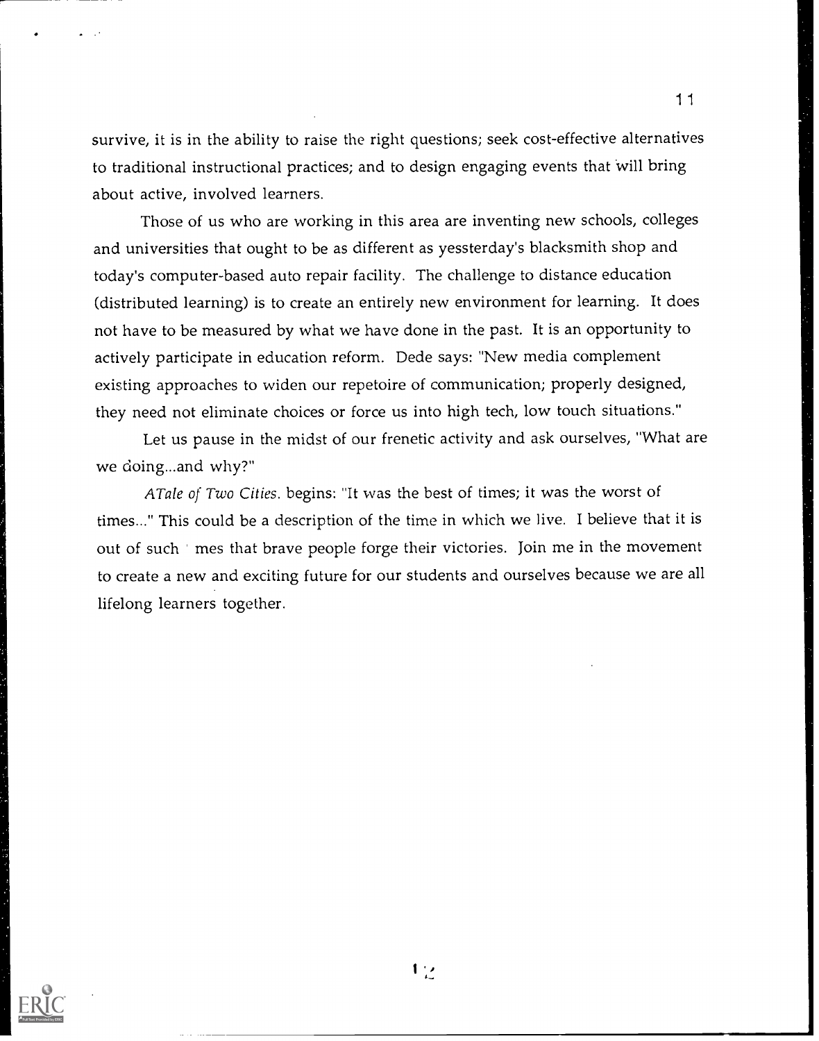survive, it is in the ability to raise the right questions; seek cost-effective alternatives to traditional instructional practices; and to design engaging events that will bring about active, involved learners.

Those of us who are working in this area are inventing new schools, colleges and universities that ought to be as different as yessterday's blacksmith shop and today's computer-based auto repair facility. The challenge to distance education (distributed learning) is to create an entirely new environment for learning. It does not have to be measured by what we have done in the past. It is an opportunity to actively participate in education reform. Dede says: "New media complement existing approaches to widen our repetoire of communication; properly designed, they need not eliminate choices or force us into high tech, low touch situations."

Let us pause in the midst of our frenetic activity and ask ourselves, "What are we doing...and why?"

*ATale of Two Cities*. begins: "It was the best of times; it was the worst of times..." This could be a description of the time in which we live. I believe that it is out of such mes that brave people forge their victories. Join me in the movement to create a new and exciting future for our students and ourselves because we are all lifelong learners together.